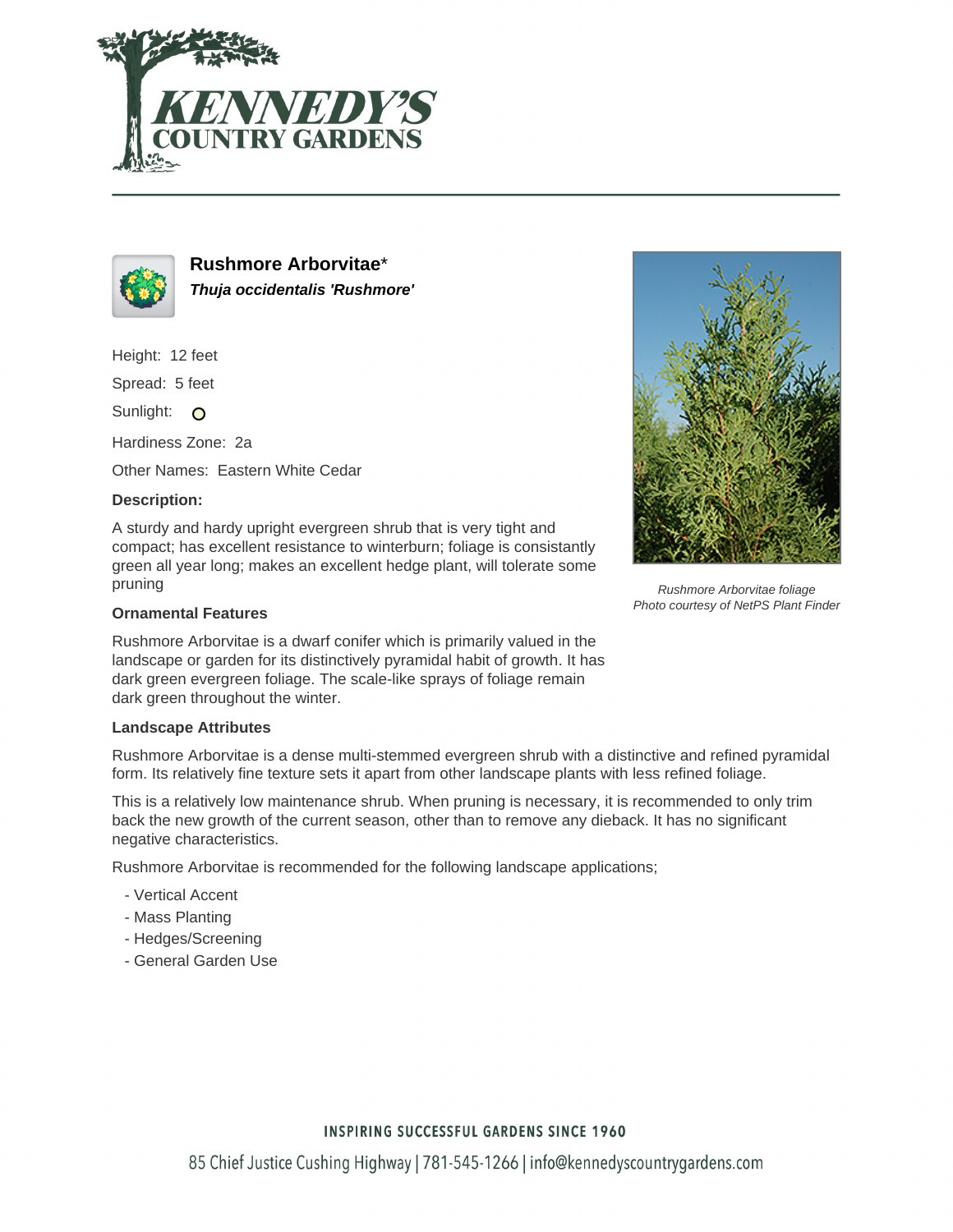# Rushmore Arborvitae*

***Thuja occidentalis 'Rushmore'***

Height: 12 feet

Spread: 5 feet

Sunlight:

Hardiness Zone: 2a

Other Names: Eastern White Cedar

### Description:

A sturdy and hardy upright evergreen shrub that is very tight and compact; has excellent resistance to winterburn; foliage is consistantly green all year long; makes an excellent hedge plant, will tolerate some pruning

*Rushmore Arborvitae foliage*
*Photo courtesy of NetPS Plant Finder*

### Ornamental Features

Rushmore Arborvitae is a dwarf conifer which is primarily valued in the landscape or garden for its distinctively pyramidal habit of growth. It has dark green evergreen foliage. The scale-like sprays of foliage remain dark green throughout the winter.

### Landscape Attributes

Rushmore Arborvitae is a dense multi-stemmed evergreen shrub with a distinctive and refined pyramidal form. Its relatively fine texture sets it apart from other landscape plants with less refined foliage.

This is a relatively low maintenance shrub. When pruning is necessary, it is recommended to only trim back the new growth of the current season, other than to remove any dieback. It has no significant negative characteristics.

Rushmore Arborvitae is recommended for the following landscape applications;

- Vertical Accent
- Mass Planting
- Hedges/Screening
- General Garden Use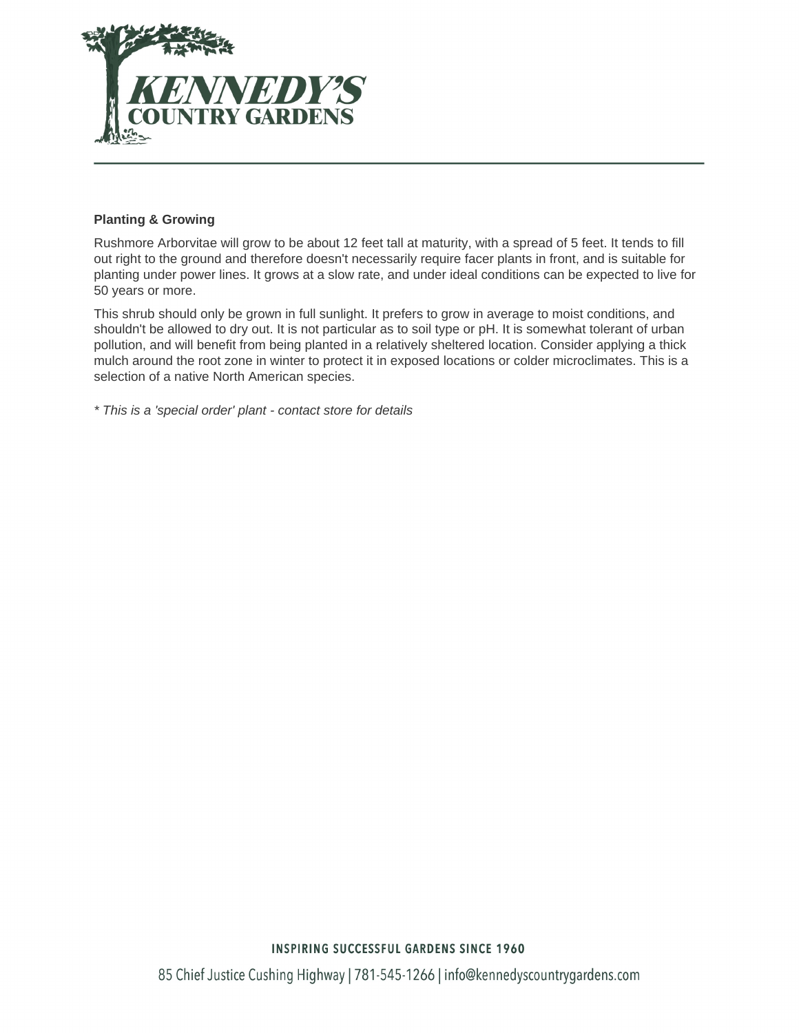**Planting & Growing**

Rushmore Arborvitae will grow to be about 12 feet tall at maturity, with a spread of 5 feet. It tends to fill out right to the ground and therefore doesn't necessarily require facer plants in front, and is suitable for planting under power lines. It grows at a slow rate, and under ideal conditions can be expected to live for 50 years or more.

This shrub should only be grown in full sunlight. It prefers to grow in average to moist conditions, and shouldn't be allowed to dry out. It is not particular as to soil type or pH. It is somewhat tolerant of urban pollution, and will benefit from being planted in a relatively sheltered location. Consider applying a thick mulch around the root zone in winter to protect it in exposed locations or colder microclimates. This is a selection of a native North American species.

*\* This is a 'special order' plant - contact store for details*